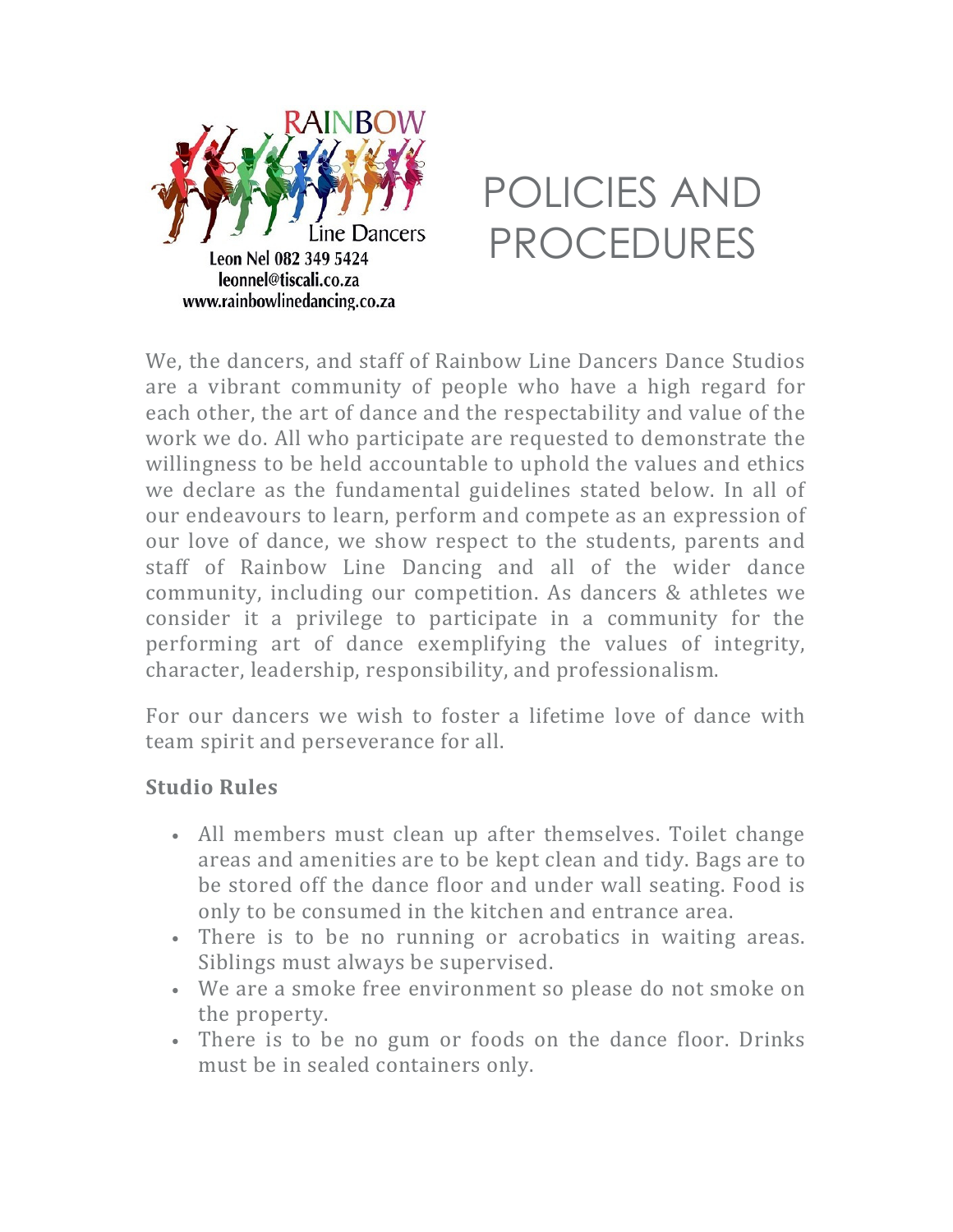RAINBOW

Line Dancers

Leon Nel 082 349 5424
leonnel@tiscali.co.za
www.rainbowlinedancing.co.za

# POLICIES AND PROCEDURES

We, the dancers, and staff of Rainbow Line Dancers Dance Studios are a vibrant community of people who have a high regard for each other, the art of dance and the respectability and value of the work we do. All who participate are requested to demonstrate the willingness to be held accountable to uphold the values and ethics we declare as the fundamental guidelines stated below. In all of our endeavours to learn, perform and compete as an expression of our love of dance, we show respect to the students, parents and staff of Rainbow Line Dancing and all of the wider dance community, including our competition. As dancers & athletes we consider it a privilege to participate in a community for the performing art of dance exemplifying the values of integrity, character, leadership, responsibility, and professionalism.

For our dancers we wish to foster a lifetime love of dance with team spirit and perseverance for all.

**Studio Rules**

- All members must clean up after themselves. Toilet change areas and amenities are to be kept clean and tidy. Bags are to be stored off the dance floor and under wall seating. Food is only to be consumed in the kitchen and entrance area.
- There is to be no running or acrobatics in waiting areas. Siblings must always be supervised.
- We are a smoke free environment so please do not smoke on the property.
- There is to be no gum or foods on the dance floor. Drinks must be in sealed containers only.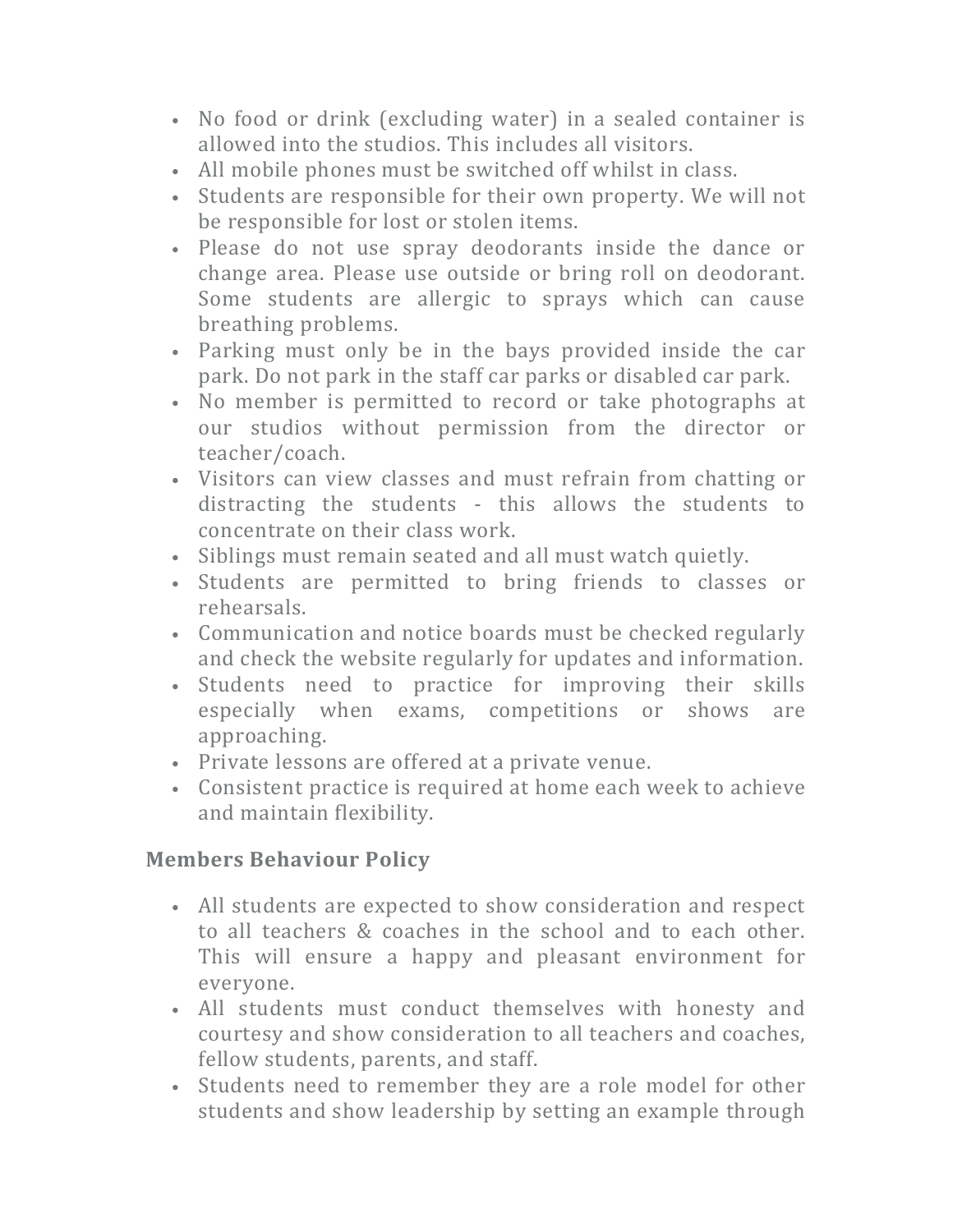- No food or drink (excluding water) in a sealed container is allowed into the studios. This includes all visitors.
- All mobile phones must be switched off whilst in class.
- Students are responsible for their own property. We will not be responsible for lost or stolen items.
- Please do not use spray deodorants inside the dance or change area. Please use outside or bring roll on deodorant. Some students are allergic to sprays which can cause breathing problems.
- Parking must only be in the bays provided inside the car park. Do not park in the staff car parks or disabled car park.
- No member is permitted to record or take photographs at our studios without permission from the director or teacher/coach.
- Visitors can view classes and must refrain from chatting or distracting the students - this allows the students to concentrate on their class work.
- Siblings must remain seated and all must watch quietly.
- Students are permitted to bring friends to classes or rehearsals.
- Communication and notice boards must be checked regularly and check the website regularly for updates and information.
- Students need to practice for improving their skills especially when exams, competitions or shows are approaching.
- Private lessons are offered at a private venue.
- Consistent practice is required at home each week to achieve and maintain flexibility.

**Members Behaviour Policy**

- All students are expected to show consideration and respect to all teachers & coaches in the school and to each other. This will ensure a happy and pleasant environment for everyone.
- All students must conduct themselves with honesty and courtesy and show consideration to all teachers and coaches, fellow students, parents, and staff.
- Students need to remember they are a role model for other students and show leadership by setting an example through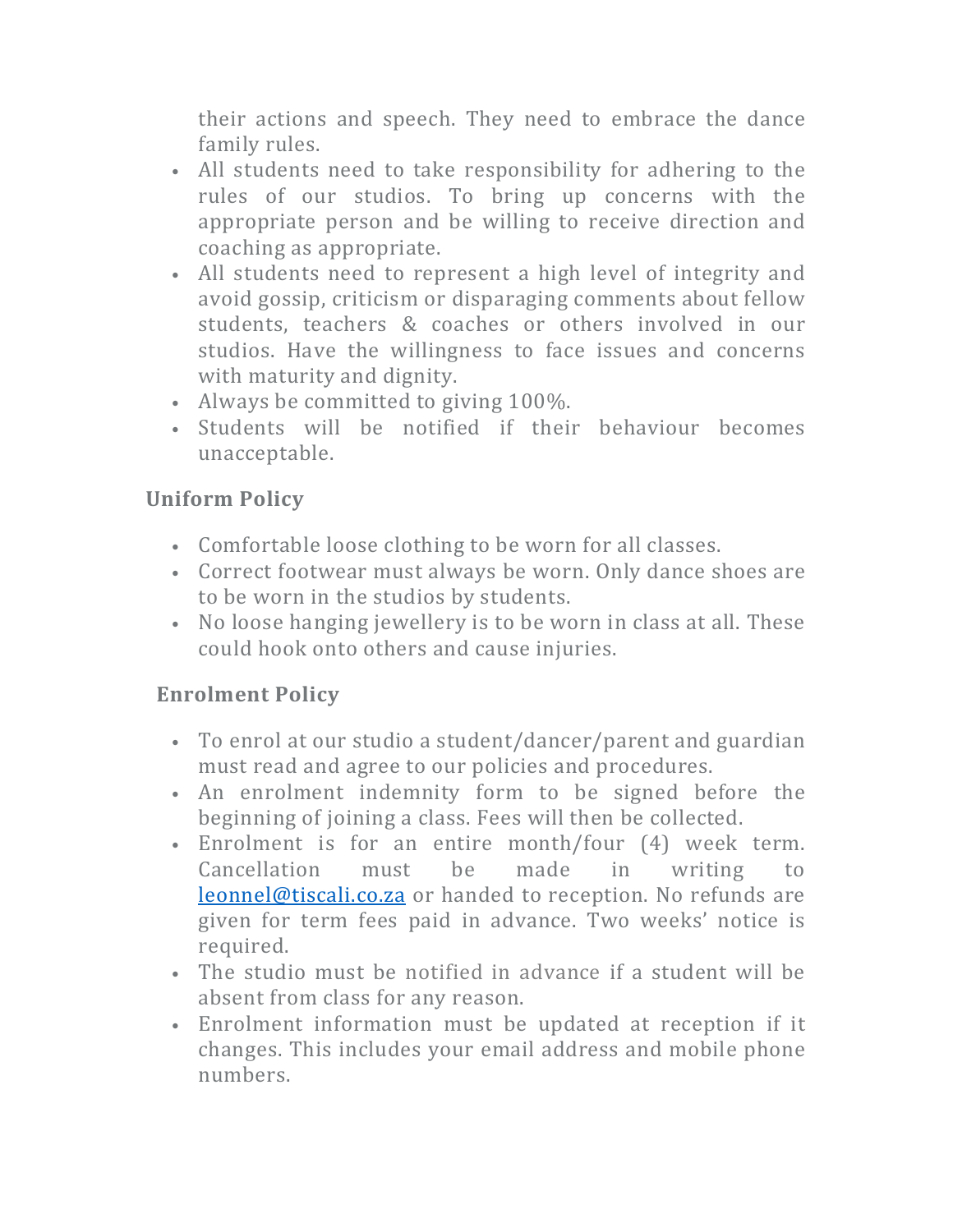their actions and speech. They need to embrace the dance family rules.

- All students need to take responsibility for adhering to the rules of our studios. To bring up concerns with the appropriate person and be willing to receive direction and coaching as appropriate.
- All students need to represent a high level of integrity and avoid gossip, criticism or disparaging comments about fellow students, teachers & coaches or others involved in our studios. Have the willingness to face issues and concerns with maturity and dignity.
- Always be committed to giving 100%.
- Students will be notified if their behaviour becomes unacceptable.

## Uniform Policy

- Comfortable loose clothing to be worn for all classes.
- Correct footwear must always be worn. Only dance shoes are to be worn in the studios by students.
- No loose hanging jewellery is to be worn in class at all. These could hook onto others and cause injuries.

## Enrolment Policy

- To enrol at our studio a student/dancer/parent and guardian must read and agree to our policies and procedures.
- An enrolment indemnity form to be signed before the beginning of joining a class. Fees will then be collected.
- Enrolment is for an entire month/four (4) week term. Cancellation must be made in writing to leonnel@tiscali.co.za or handed to reception. No refunds are given for term fees paid in advance. Two weeks' notice is required.
- The studio must be notified in advance if a student will be absent from class for any reason.
- Enrolment information must be updated at reception if it changes. This includes your email address and mobile phone numbers.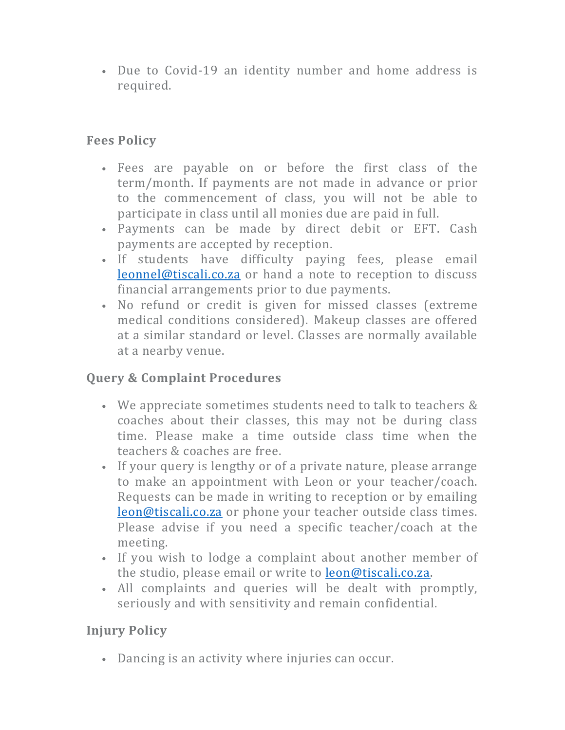- Due to Covid-19 an identity number and home address is required.

### Fees Policy

- Fees are payable on or before the first class of the term/month. If payments are not made in advance or prior to the commencement of class, you will not be able to participate in class until all monies due are paid in full.
- Payments can be made by direct debit or EFT. Cash payments are accepted by reception.
- If students have difficulty paying fees, please email leonnel@tiscali.co.za or hand a note to reception to discuss financial arrangements prior to due payments.
- No refund or credit is given for missed classes (extreme medical conditions considered). Makeup classes are offered at a similar standard or level. Classes are normally available at a nearby venue.

### Query & Complaint Procedures

- We appreciate sometimes students need to talk to teachers & coaches about their classes, this may not be during class time. Please make a time outside class time when the teachers & coaches are free.
- If your query is lengthy or of a private nature, please arrange to make an appointment with Leon or your teacher/coach. Requests can be made in writing to reception or by emailing leon@tiscali.co.za or phone your teacher outside class times. Please advise if you need a specific teacher/coach at the meeting.
- If you wish to lodge a complaint about another member of the studio, please email or write to leon@tiscali.co.za.
- All complaints and queries will be dealt with promptly, seriously and with sensitivity and remain confidential.

### Injury Policy

- Dancing is an activity where injuries can occur.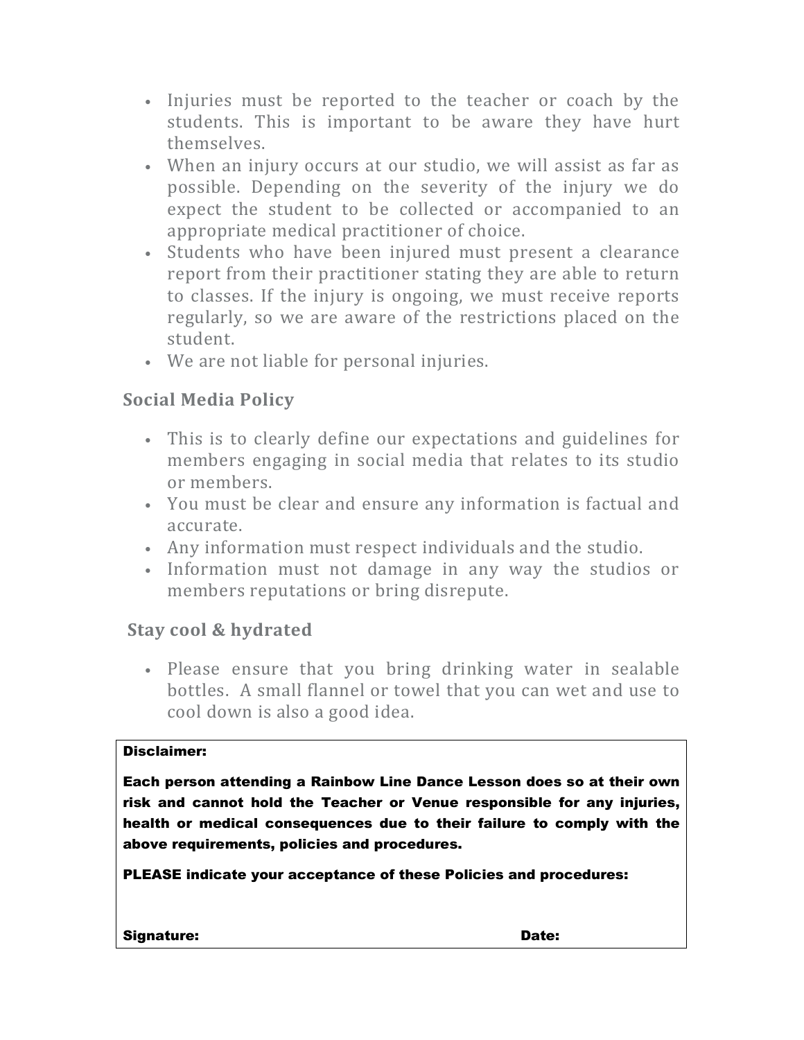- Injuries must be reported to the teacher or coach by the students. This is important to be aware they have hurt themselves.
- When an injury occurs at our studio, we will assist as far as possible. Depending on the severity of the injury we do expect the student to be collected or accompanied to an appropriate medical practitioner of choice.
- Students who have been injured must present a clearance report from their practitioner stating they are able to return to classes. If the injury is ongoing, we must receive reports regularly, so we are aware of the restrictions placed on the student.
- We are not liable for personal injuries.

### Social Media Policy

- This is to clearly define our expectations and guidelines for members engaging in social media that relates to its studio or members.
- You must be clear and ensure any information is factual and accurate.
- Any information must respect individuals and the studio.
- Information must not damage in any way the studios or members reputations or bring disrepute.

### Stay cool & hydrated

- Please ensure that you bring drinking water in sealable bottles. A small flannel or towel that you can wet and use to cool down is also a good idea.

**Disclaimer:**

**Each person attending a Rainbow Line Dance Lesson does so at their own risk and cannot hold the Teacher or Venue responsible for any injuries, health or medical consequences due to their failure to comply with the above requirements, policies and procedures.**

**PLEASE indicate your acceptance of these Policies and procedures:**

**Signature:** **Date:**